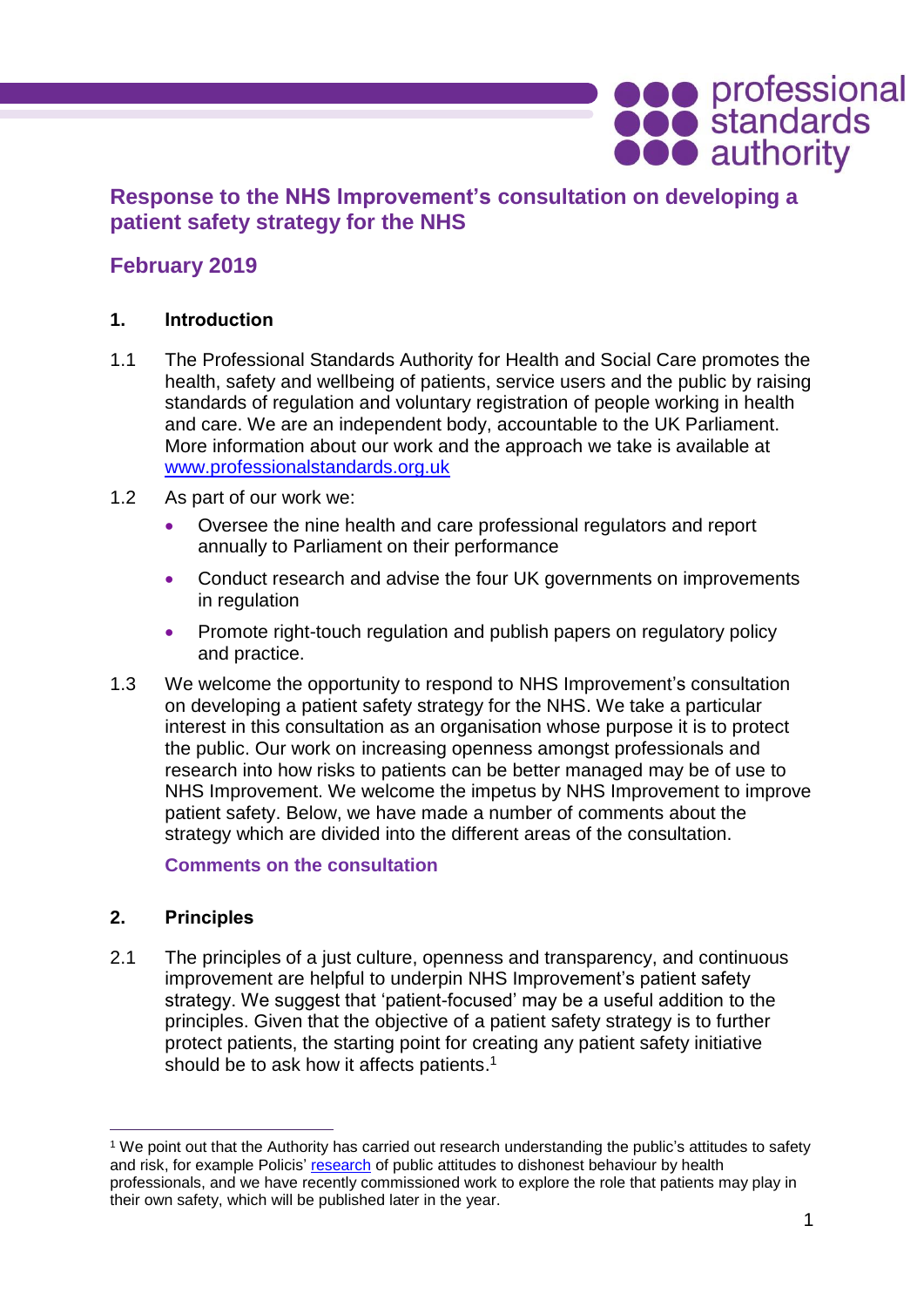# Response to the NHS Improvement's consultation on developing a patient safety strategy for the NHS

## February 2019

### 1. Introduction

1.1 The Professional Standards Authority for Health and Social Care promotes the health, safety and wellbeing of patients, service users and the public by raising standards of regulation and voluntary registration of people working in health and care. We are an independent body, accountable to the UK Parliament. More information about our work and the approach we take is available at www.professionalstandards.org.uk

1.2 As part of our work we:

- Oversee the nine health and care professional regulators and report annually to Parliament on their performance
- Conduct research and advise the four UK governments on improvements in regulation
- Promote right-touch regulation and publish papers on regulatory policy and practice.

1.3 We welcome the opportunity to respond to NHS Improvement's consultation on developing a patient safety strategy for the NHS. We take a particular interest in this consultation as an organisation whose purpose it is to protect the public. Our work on increasing openness amongst professionals and research into how risks to patients can be better managed may be of use to NHS Improvement. We welcome the impetus by NHS Improvement to improve patient safety. Below, we have made a number of comments about the strategy which are divided into the different areas of the consultation.

**Comments on the consultation**

### 2. Principles

2.1 The principles of a just culture, openness and transparency, and continuous improvement are helpful to underpin NHS Improvement's patient safety strategy. We suggest that 'patient-focused' may be a useful addition to the principles. Given that the objective of a patient safety strategy is to further protect patients, the starting point for creating any patient safety initiative should be to ask how it affects patients.[1]

---

[1] We point out that the Authority has carried out research understanding the public's attitudes to safety and risk, for example Policis' research of public attitudes to dishonest behaviour by health professionals, and we have recently commissioned work to explore the role that patients may play in their own safety, which will be published later in the year.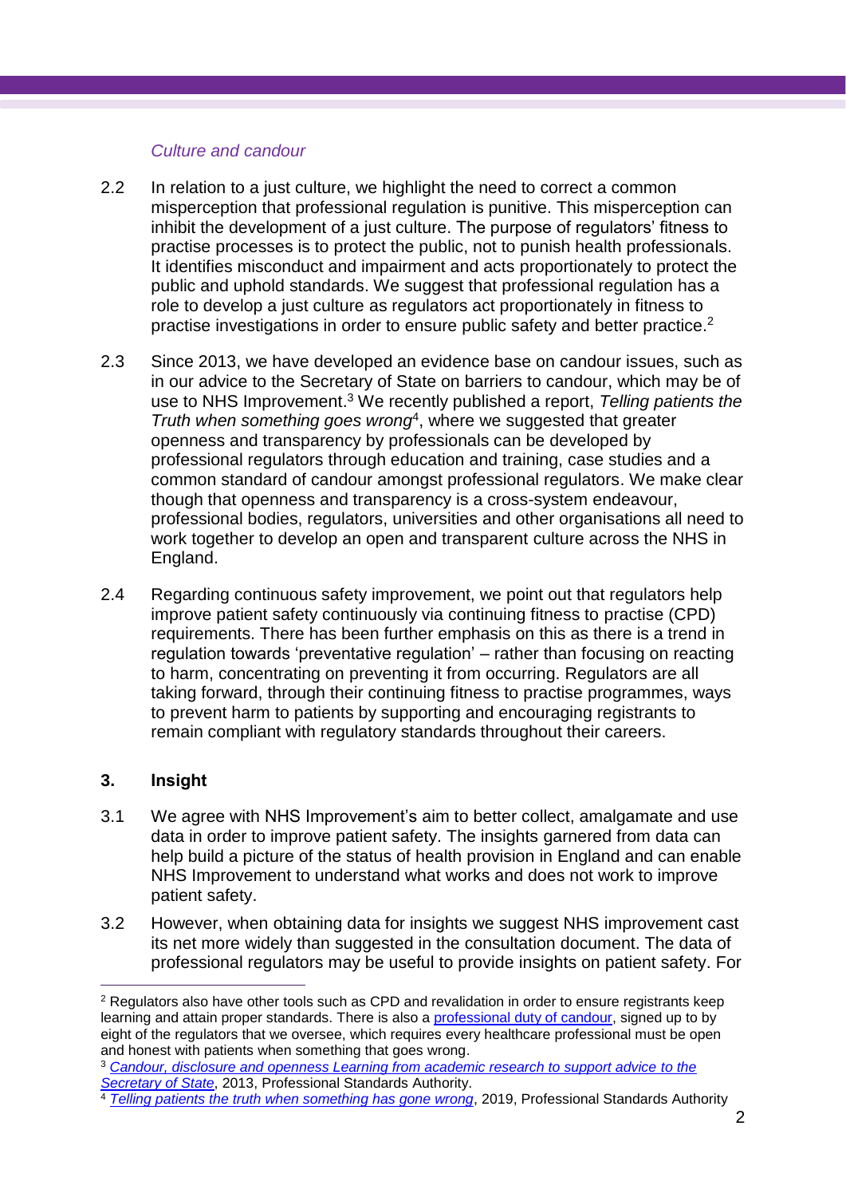*Culture and candour*

2.2 In relation to a just culture, we highlight the need to correct a common misperception that professional regulation is punitive. This misperception can inhibit the development of a just culture. The purpose of regulators' fitness to practise processes is to protect the public, not to punish health professionals. It identifies misconduct and impairment and acts proportionately to protect the public and uphold standards. We suggest that professional regulation has a role to develop a just culture as regulators act proportionately in fitness to practise investigations in order to ensure public safety and better practice.[2]

2.3 Since 2013, we have developed an evidence base on candour issues, such as in our advice to the Secretary of State on barriers to candour, which may be of use to NHS Improvement.[3] We recently published a report, *Telling patients the Truth when something goes wrong*[4], where we suggested that greater openness and transparency by professionals can be developed by professional regulators through education and training, case studies and a common standard of candour amongst professional regulators. We make clear though that openness and transparency is a cross-system endeavour, professional bodies, regulators, universities and other organisations all need to work together to develop an open and transparent culture across the NHS in England.

2.4 Regarding continuous safety improvement, we point out that regulators help improve patient safety continuously via continuing fitness to practise (CPD) requirements. There has been further emphasis on this as there is a trend in regulation towards 'preventative regulation' – rather than focusing on reacting to harm, concentrating on preventing it from occurring. Regulators are all taking forward, through their continuing fitness to practise programmes, ways to prevent harm to patients by supporting and encouraging registrants to remain compliant with regulatory standards throughout their careers.

## 3. Insight

3.1 We agree with NHS Improvement's aim to better collect, amalgamate and use data in order to improve patient safety. The insights garnered from data can help build a picture of the status of health provision in England and can enable NHS Improvement to understand what works and does not work to improve patient safety.

3.2 However, when obtaining data for insights we suggest NHS improvement cast its net more widely than suggested in the consultation document. The data of professional regulators may be useful to provide insights on patient safety. For

---

[2] Regulators also have other tools such as CPD and revalidation in order to ensure registrants keep learning and attain proper standards. There is also a professional duty of candour, signed up to by eight of the regulators that we oversee, which requires every healthcare professional must be open and honest with patients when something that goes wrong.

[3] *Candour, disclosure and openness Learning from academic research to support advice to the Secretary of State*, 2013, Professional Standards Authority.

[4] *Telling patients the truth when something has gone wrong*, 2019, Professional Standards Authority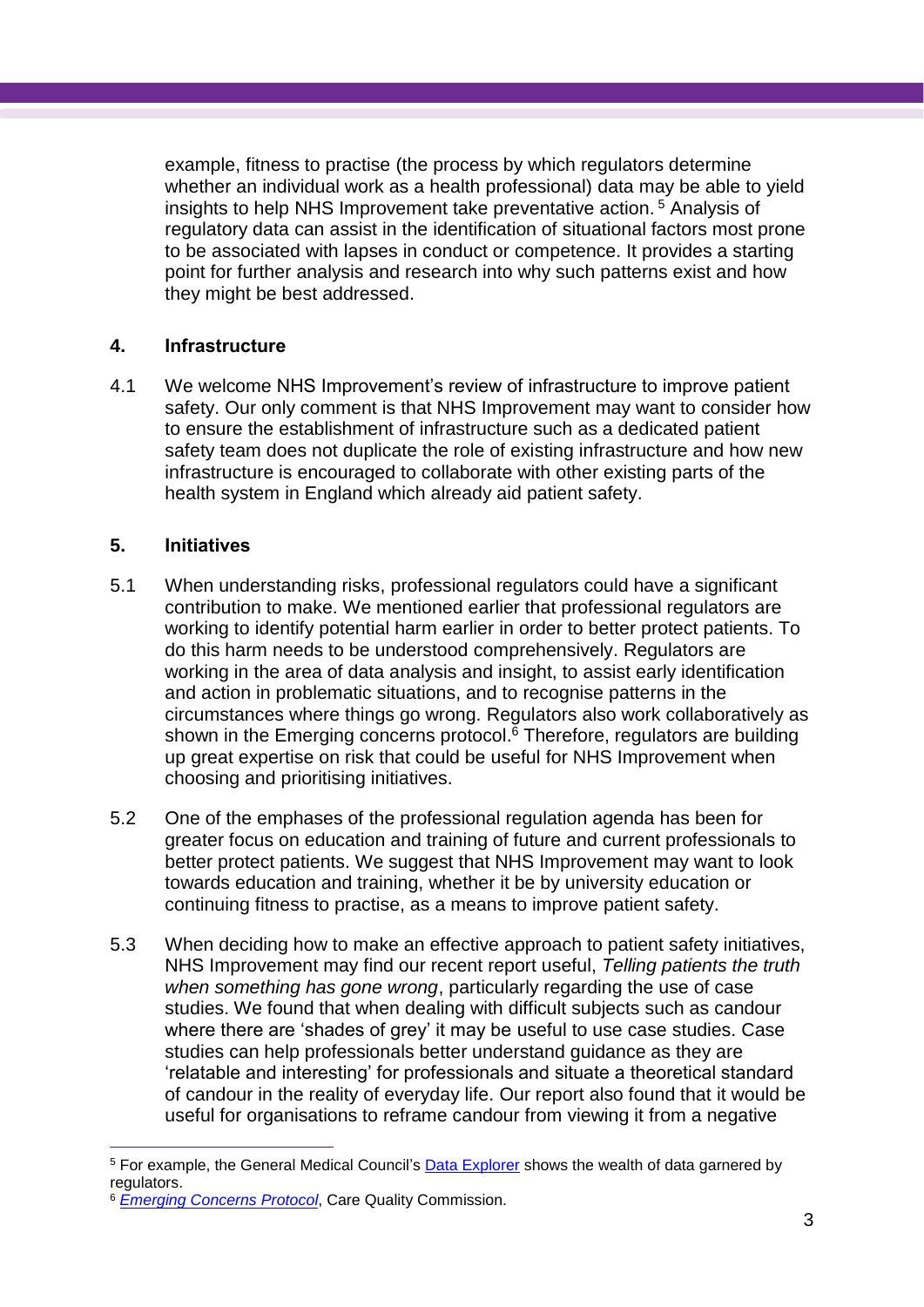example, fitness to practise (the process by which regulators determine whether an individual work as a health professional) data may be able to yield insights to help NHS Improvement take preventative action.[5] Analysis of regulatory data can assist in the identification of situational factors most prone to be associated with lapses in conduct or competence. It provides a starting point for further analysis and research into why such patterns exist and how they might be best addressed.

## 4. Infrastructure

4.1 We welcome NHS Improvement's review of infrastructure to improve patient safety. Our only comment is that NHS Improvement may want to consider how to ensure the establishment of infrastructure such as a dedicated patient safety team does not duplicate the role of existing infrastructure and how new infrastructure is encouraged to collaborate with other existing parts of the health system in England which already aid patient safety.

## 5. Initiatives

5.1 When understanding risks, professional regulators could have a significant contribution to make. We mentioned earlier that professional regulators are working to identify potential harm earlier in order to better protect patients. To do this harm needs to be understood comprehensively. Regulators are working in the area of data analysis and insight, to assist early identification and action in problematic situations, and to recognise patterns in the circumstances where things go wrong. Regulators also work collaboratively as shown in the Emerging concerns protocol.[6] Therefore, regulators are building up great expertise on risk that could be useful for NHS Improvement when choosing and prioritising initiatives.

5.2 One of the emphases of the professional regulation agenda has been for greater focus on education and training of future and current professionals to better protect patients. We suggest that NHS Improvement may want to look towards education and training, whether it be by university education or continuing fitness to practise, as a means to improve patient safety.

5.3 When deciding how to make an effective approach to patient safety initiatives, NHS Improvement may find our recent report useful, *Telling patients the truth when something has gone wrong*, particularly regarding the use of case studies. We found that when dealing with difficult subjects such as candour where there are 'shades of grey' it may be useful to use case studies. Case studies can help professionals better understand guidance as they are 'relatable and interesting' for professionals and situate a theoretical standard of candour in the reality of everyday life. Our report also found that it would be useful for organisations to reframe candour from viewing it from a negative

---

[5] For example, the General Medical Council's Data Explorer shows the wealth of data garnered by regulators.

[6] *Emerging Concerns Protocol*, Care Quality Commission.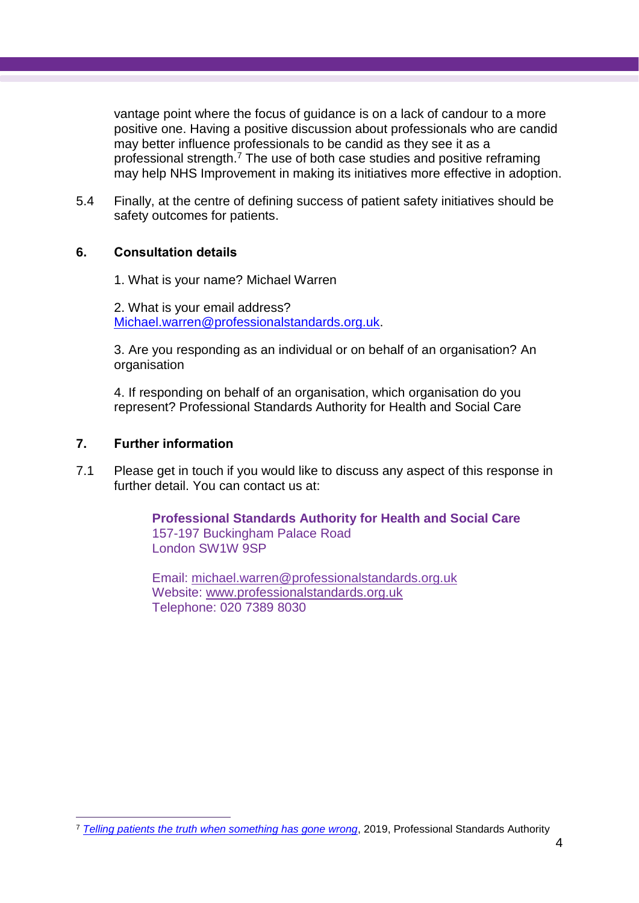vantage point where the focus of guidance is on a lack of candour to a more positive one. Having a positive discussion about professionals who are candid may better influence professionals to be candid as they see it as a professional strength.[7] The use of both case studies and positive reframing may help NHS Improvement in making its initiatives more effective in adoption.

5.4 Finally, at the centre of defining success of patient safety initiatives should be safety outcomes for patients.

## 6. Consultation details

1. What is your name? Michael Warren

2. What is your email address? Michael.warren@professionalstandards.org.uk.

3. Are you responding as an individual or on behalf of an organisation? An organisation

4. If responding on behalf of an organisation, which organisation do you represent? Professional Standards Authority for Health and Social Care

## 7. Further information

7.1 Please get in touch if you would like to discuss any aspect of this response in further detail. You can contact us at:

**Professional Standards Authority for Health and Social Care**
157-197 Buckingham Palace Road
London SW1W 9SP

Email: michael.warren@professionalstandards.org.uk
Website: www.professionalstandards.org.uk
Telephone: 020 7389 8030

---

[7] *Telling patients the truth when something has gone wrong*, 2019, Professional Standards Authority